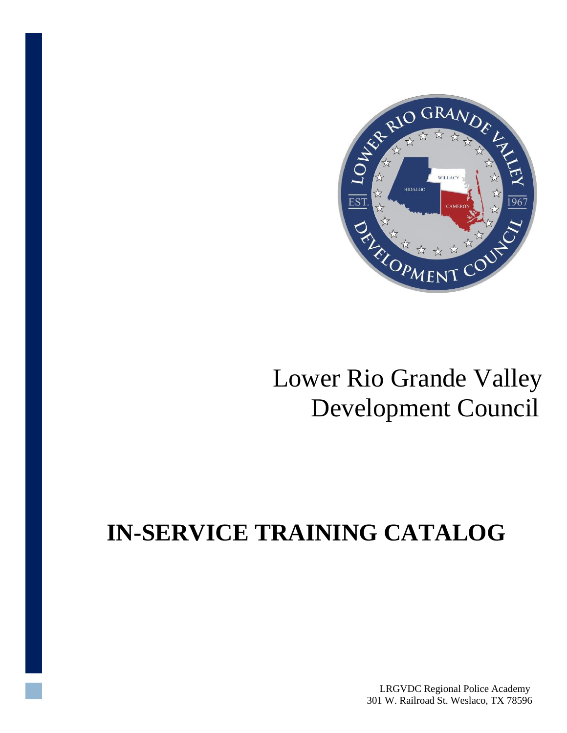Lower Rio Grande Valley Development Council

# IN-SERVICE TRAINING CATALOG

LRGVDC Regional Police Academy
301 W. Railroad St. Weslaco, TX 78596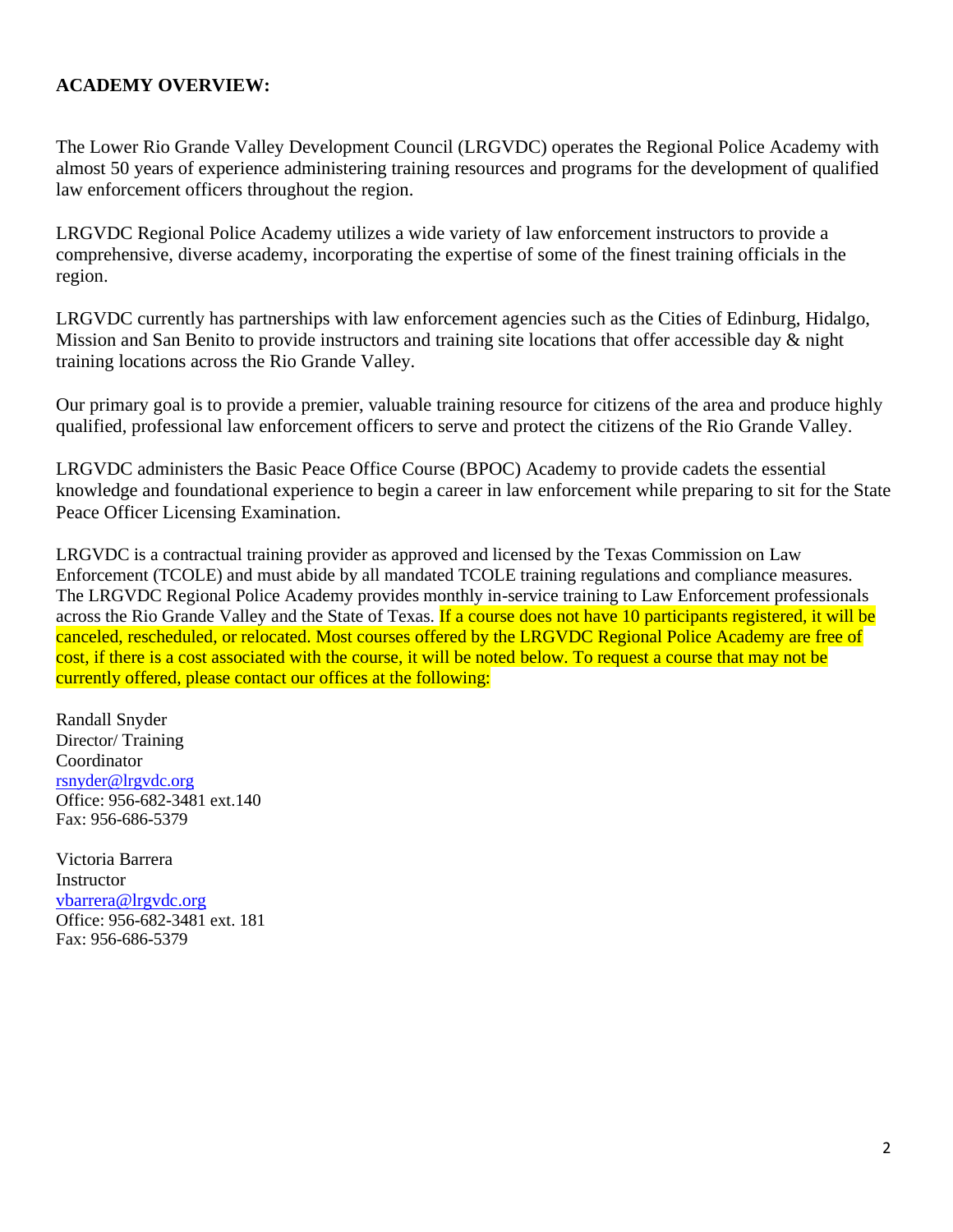**ACADEMY OVERVIEW:**

The Lower Rio Grande Valley Development Council (LRGVDC) operates the Regional Police Academy with almost 50 years of experience administering training resources and programs for the development of qualified law enforcement officers throughout the region.

LRGVDC Regional Police Academy utilizes a wide variety of law enforcement instructors to provide a comprehensive, diverse academy, incorporating the expertise of some of the finest training officials in the region.

LRGVDC currently has partnerships with law enforcement agencies such as the Cities of Edinburg, Hidalgo, Mission and San Benito to provide instructors and training site locations that offer accessible day & night training locations across the Rio Grande Valley.

Our primary goal is to provide a premier, valuable training resource for citizens of the area and produce highly qualified, professional law enforcement officers to serve and protect the citizens of the Rio Grande Valley.

LRGVDC administers the Basic Peace Office Course (BPOC) Academy to provide cadets the essential knowledge and foundational experience to begin a career in law enforcement while preparing to sit for the State Peace Officer Licensing Examination.

LRGVDC is a contractual training provider as approved and licensed by the Texas Commission on Law Enforcement (TCOLE) and must abide by all mandated TCOLE training regulations and compliance measures. The LRGVDC Regional Police Academy provides monthly in-service training to Law Enforcement professionals across the Rio Grande Valley and the State of Texas. If a course does not have 10 participants registered, it will be canceled, rescheduled, or relocated. Most courses offered by the LRGVDC Regional Police Academy are free of cost, if there is a cost associated with the course, it will be noted below. To request a course that may not be currently offered, please contact our offices at the following:

Randall Snyder
Director/ Training Coordinator
rsnyder@lrgvdc.org
Office: 956-682-3481 ext.140
Fax: 956-686-5379

Victoria Barrera
Instructor
vbarrera@lrgvdc.org
Office: 956-682-3481 ext. 181
Fax: 956-686-5379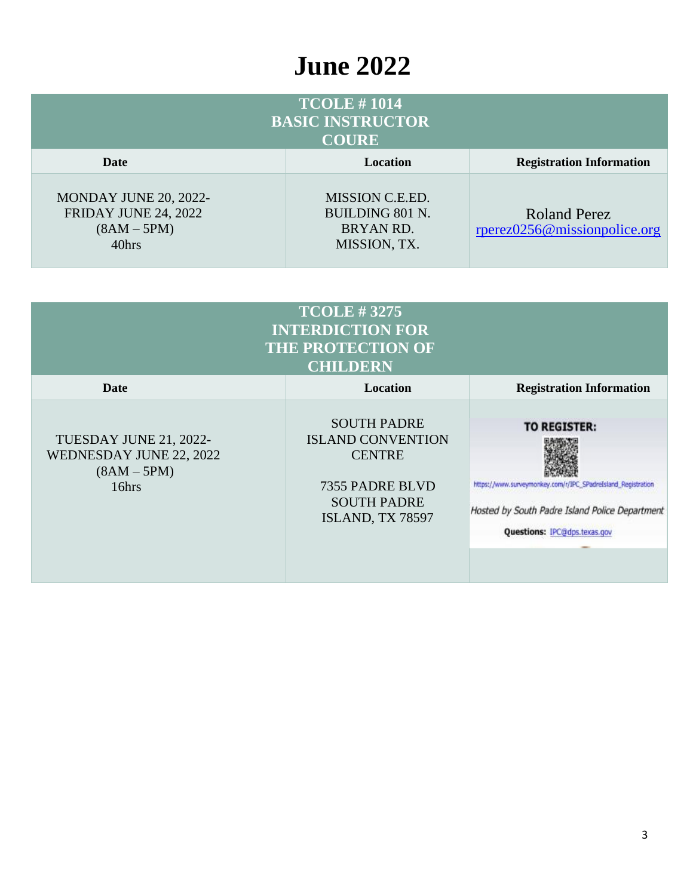# June 2022

| TCOLE # 1014 BASIC INSTRUCTOR COURE | | |
|---|---|---|
| **Date** | **Location** | **Registration Information** |
| MONDAY JUNE 20, 2022- FRIDAY JUNE 24, 2022 (8AM – 5PM) 40hrs | MISSION C.E.ED. BUILDING 801 N. BRYAN RD. MISSION, TX. | Roland Perez rperez0256@missionpolice.org |

| TCOLE # 3275 INTERDICTION FOR THE PROTECTION OF CHILDERN | | |
|---|---|---|
| **Date** | **Location** | **Registration Information** |
| TUESDAY JUNE 21, 2022- WEDNESDAY JUNE 22, 2022 (8AM – 5PM) 16hrs | SOUTH PADRE ISLAND CONVENTION CENTRE<br><br>7355 PADRE BLVD SOUTH PADRE ISLAND, TX 78597 | **TO REGISTER:**<br>https://www.surveymonkey.com/r/IPC_SPadreIsland_Registration<br>*Hosted by South Padre Island Police Department*<br>**Questions:** IPC@dps.texas.gov |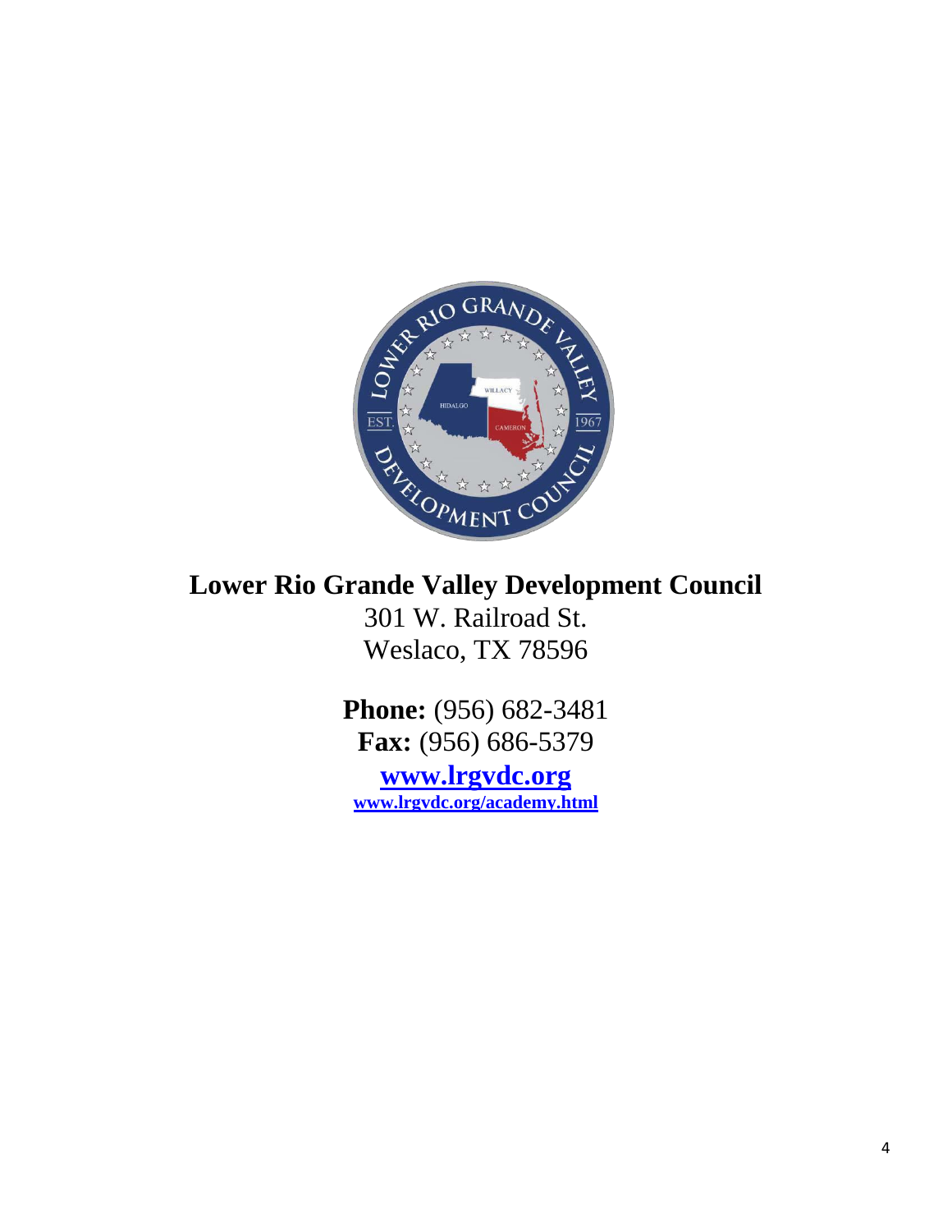**Lower Rio Grande Valley Development Council**

301 W. Railroad St.
Weslaco, TX 78596

**Phone:** (956) 682-3481
**Fax:** (956) 686-5379

**www.lrgvdc.org**
**www.lrgvdc.org/academy.html**